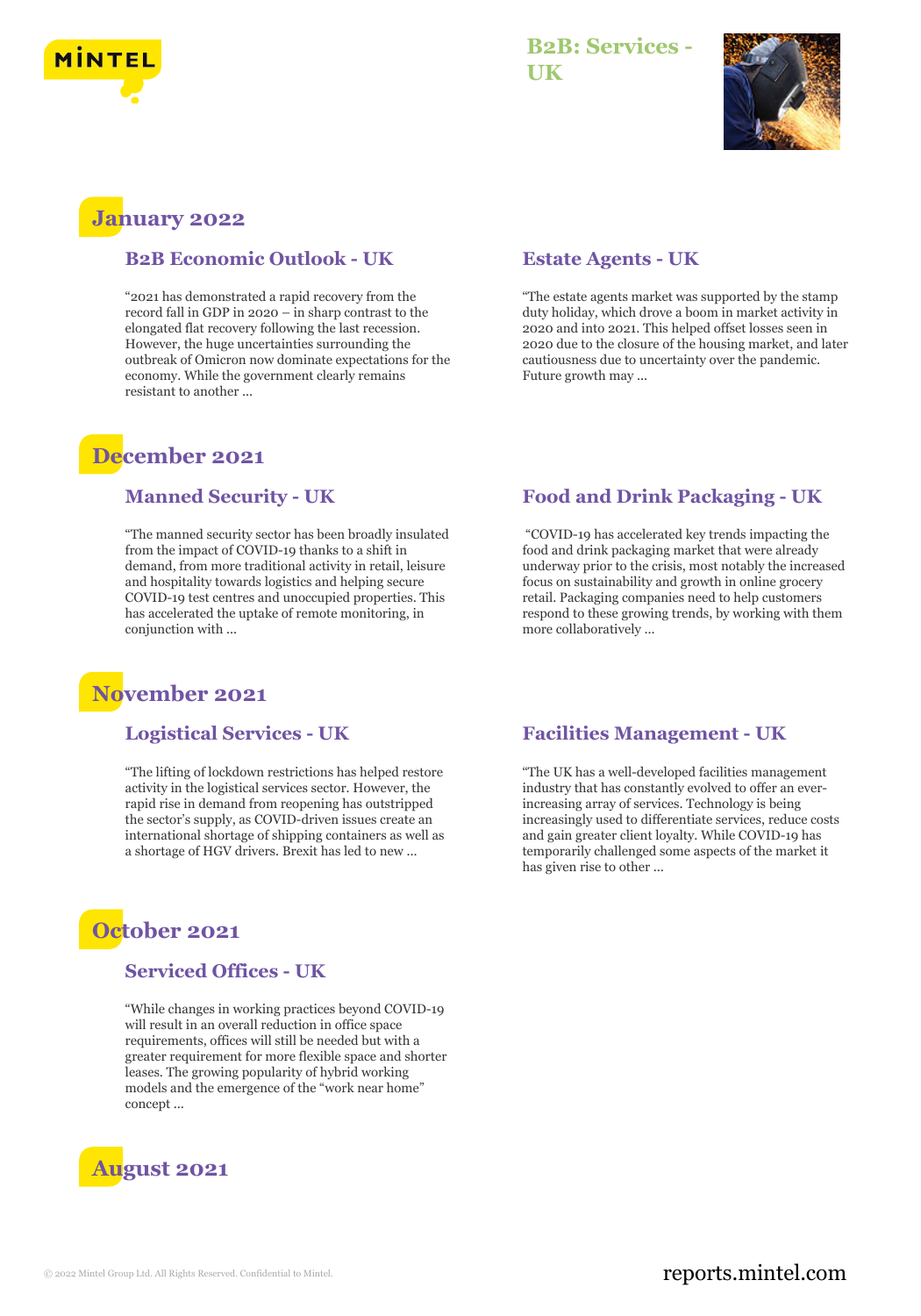# B2B: Services - UK

## January 2022

### B2B Economic Outlook - UK

"2021 has demonstrated a rapid recovery from the record fall in GDP in 2020 – in sharp contrast to the elongated flat recovery following the last recession. However, the huge uncertainties surrounding the outbreak of Omicron now dominate expectations for the economy. While the government clearly remains resistant to another ...

### Estate Agents - UK

"The estate agents market was supported by the stamp duty holiday, which drove a boom in market activity in 2020 and into 2021. This helped offset losses seen in 2020 due to the closure of the housing market, and later cautiousness due to uncertainty over the pandemic. Future growth may ...

## December 2021

### Manned Security - UK

"The manned security sector has been broadly insulated from the impact of COVID-19 thanks to a shift in demand, from more traditional activity in retail, leisure and hospitality towards logistics and helping secure COVID-19 test centres and unoccupied properties. This has accelerated the uptake of remote monitoring, in conjunction with ...

### Food and Drink Packaging - UK

"COVID-19 has accelerated key trends impacting the food and drink packaging market that were already underway prior to the crisis, most notably the increased focus on sustainability and growth in online grocery retail. Packaging companies need to help customers respond to these growing trends, by working with them more collaboratively ...

## November 2021

### Logistical Services - UK

"The lifting of lockdown restrictions has helped restore activity in the logistical services sector. However, the rapid rise in demand from reopening has outstripped the sector's supply, as COVID-driven issues create an international shortage of shipping containers as well as a shortage of HGV drivers. Brexit has led to new ...

### Facilities Management - UK

"The UK has a well-developed facilities management industry that has constantly evolved to offer an ever-increasing array of services. Technology is being increasingly used to differentiate services, reduce costs and gain greater client loyalty. While COVID-19 has temporarily challenged some aspects of the market it has given rise to other ...

## October 2021

### Serviced Offices - UK

"While changes in working practices beyond COVID-19 will result in an overall reduction in office space requirements, offices will still be needed but with a greater requirement for more flexible space and shorter leases. The growing popularity of hybrid working models and the emergence of the "work near home" concept ...

## August 2021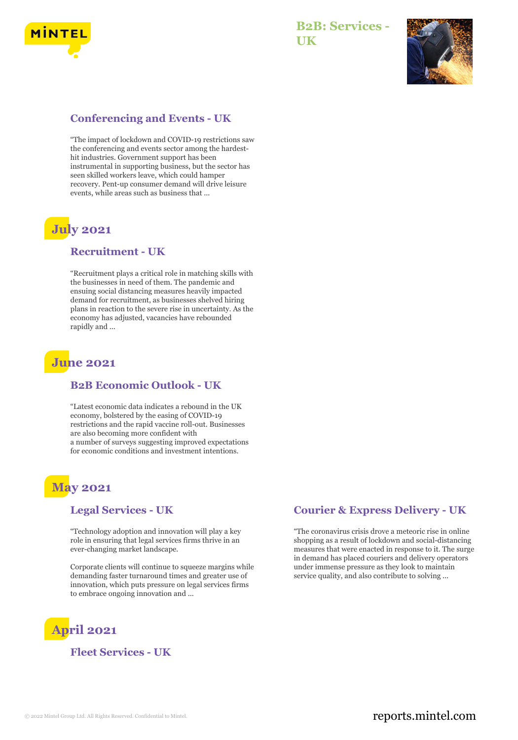### Conferencing and Events - UK

"The impact of lockdown and COVID-19 restrictions saw the conferencing and events sector among the hardest-hit industries. Government support has been instrumental in supporting business, but the sector has seen skilled workers leave, which could hamper recovery. Pent-up consumer demand will drive leisure events, while areas such as business that ...

## July 2021

### Recruitment - UK

"Recruitment plays a critical role in matching skills with the businesses in need of them. The pandemic and ensuing social distancing measures heavily impacted demand for recruitment, as businesses shelved hiring plans in reaction to the severe rise in uncertainty. As the economy has adjusted, vacancies have rebounded rapidly and ...

## June 2021

### B2B Economic Outlook - UK

"Latest economic data indicates a rebound in the UK economy, bolstered by the easing of COVID-19 restrictions and the rapid vaccine roll-out. Businesses are also becoming more confident with a number of surveys suggesting improved expectations for economic conditions and investment intentions.

## May 2021

### Legal Services - UK

"Technology adoption and innovation will play a key role in ensuring that legal services firms thrive in an ever-changing market landscape.

Corporate clients will continue to squeeze margins while demanding faster turnaround times and greater use of innovation, which puts pressure on legal services firms to embrace ongoing innovation and ...

### Courier & Express Delivery - UK

"The coronavirus crisis drove a meteoric rise in online shopping as a result of lockdown and social-distancing measures that were enacted in response to it. The surge in demand has placed couriers and delivery operators under immense pressure as they look to maintain service quality, and also contribute to solving ...

## April 2021

### Fleet Services - UK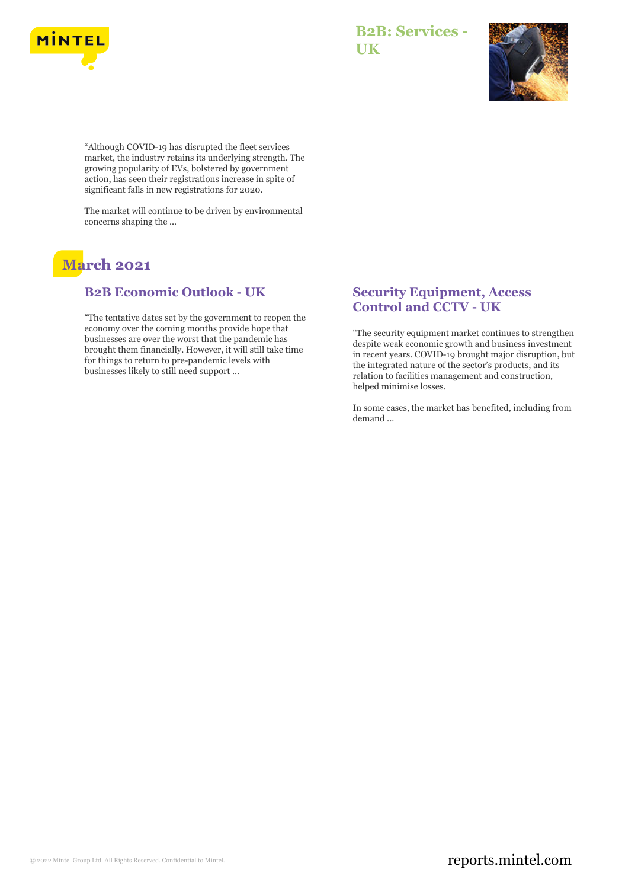"Although COVID-19 has disrupted the fleet services market, the industry retains its underlying strength. The growing popularity of EVs, bolstered by government action, has seen their registrations increase in spite of significant falls in new registrations for 2020.

The market will continue to be driven by environmental concerns shaping the ...

## March 2021

### B2B Economic Outlook - UK

"The tentative dates set by the government to reopen the economy over the coming months provide hope that businesses are over the worst that the pandemic has brought them financially. However, it will still take time for things to return to pre-pandemic levels with businesses likely to still need support ...

### Security Equipment, Access Control and CCTV - UK

"The security equipment market continues to strengthen despite weak economic growth and business investment in recent years. COVID-19 brought major disruption, but the integrated nature of the sector's products, and its relation to facilities management and construction, helped minimise losses.

In some cases, the market has benefited, including from demand ...